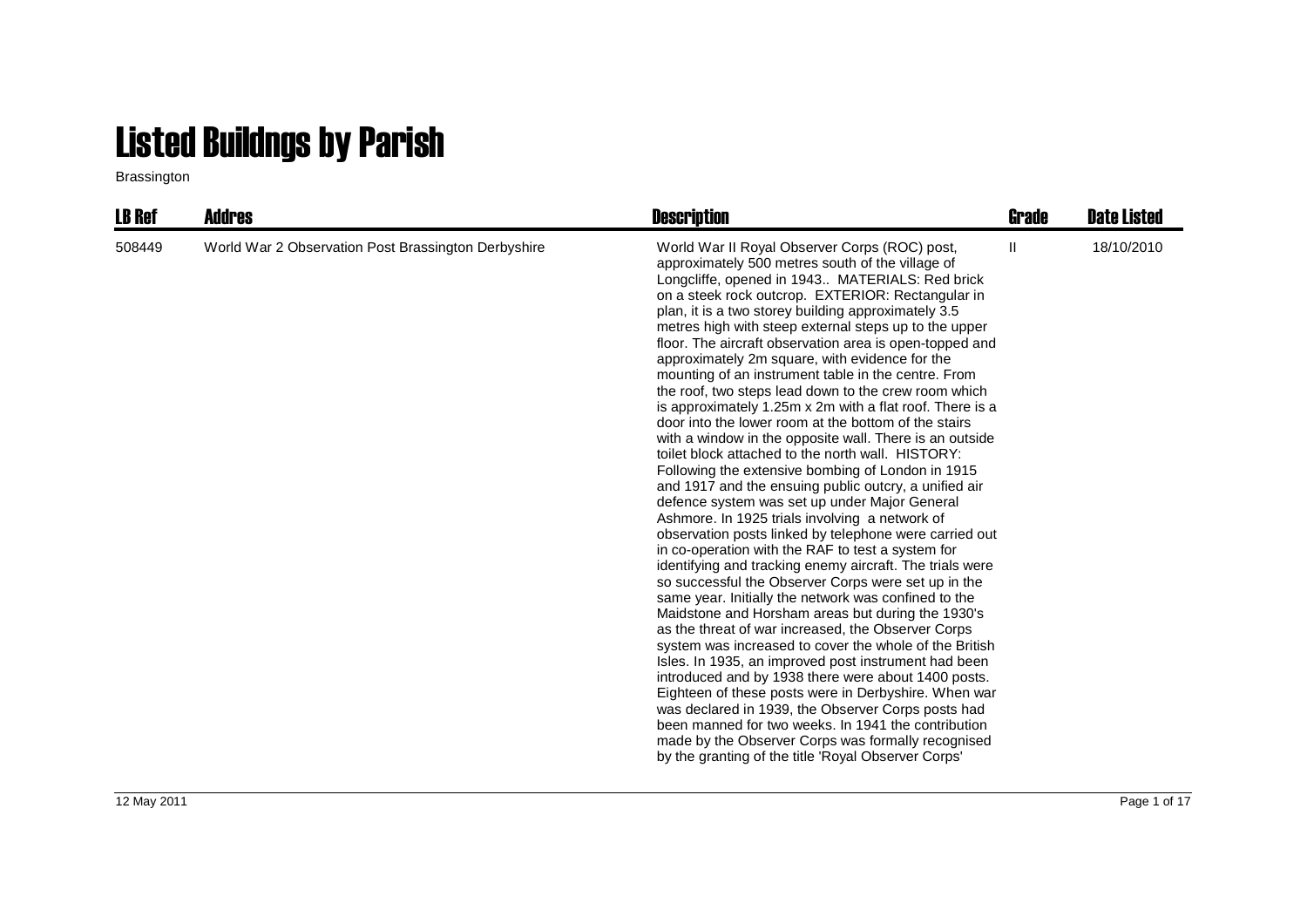# Listed Buildngs by Parish

Brassington

| LB Ref | Addres | Description | Grade | Date Listed |
|---|---|---|---|---|
| 508449 | World War 2 Observation Post Brassington Derbyshire | World War II Royal Observer Corps (ROC) post, approximately 500 metres south of the village of Longcliffe, opened in 1943.. MATERIALS: Red brick on a steek rock outcrop. EXTERIOR: Rectangular in plan, it is a two storey building approximately 3.5 metres high with steep external steps up to the upper floor. The aircraft observation area is open-topped and approximately 2m square, with evidence for the mounting of an instrument table in the centre. From the roof, two steps lead down to the crew room which is approximately 1.25m x 2m with a flat roof. There is a door into the lower room at the bottom of the stairs with a window in the opposite wall. There is an outside toilet block attached to the north wall. HISTORY: Following the extensive bombing of London in 1915 and 1917 and the ensuing public outcry, a unified air defence system was set up under Major General Ashmore. In 1925 trials involving a network of observation posts linked by telephone were carried out in co-operation with the RAF to test a system for identifying and tracking enemy aircraft. The trials were so successful the Observer Corps were set up in the same year. Initially the network was confined to the Maidstone and Horsham areas but during the 1930's as the threat of war increased, the Observer Corps system was increased to cover the whole of the British Isles. In 1935, an improved post instrument had been introduced and by 1938 there were about 1400 posts. Eighteen of these posts were in Derbyshire. When war was declared in 1939, the Observer Corps posts had been manned for two weeks. In 1941 the contribution made by the Observer Corps was formally recognised by the granting of the title 'Royal Observer Corps' | II | 18/10/2010 |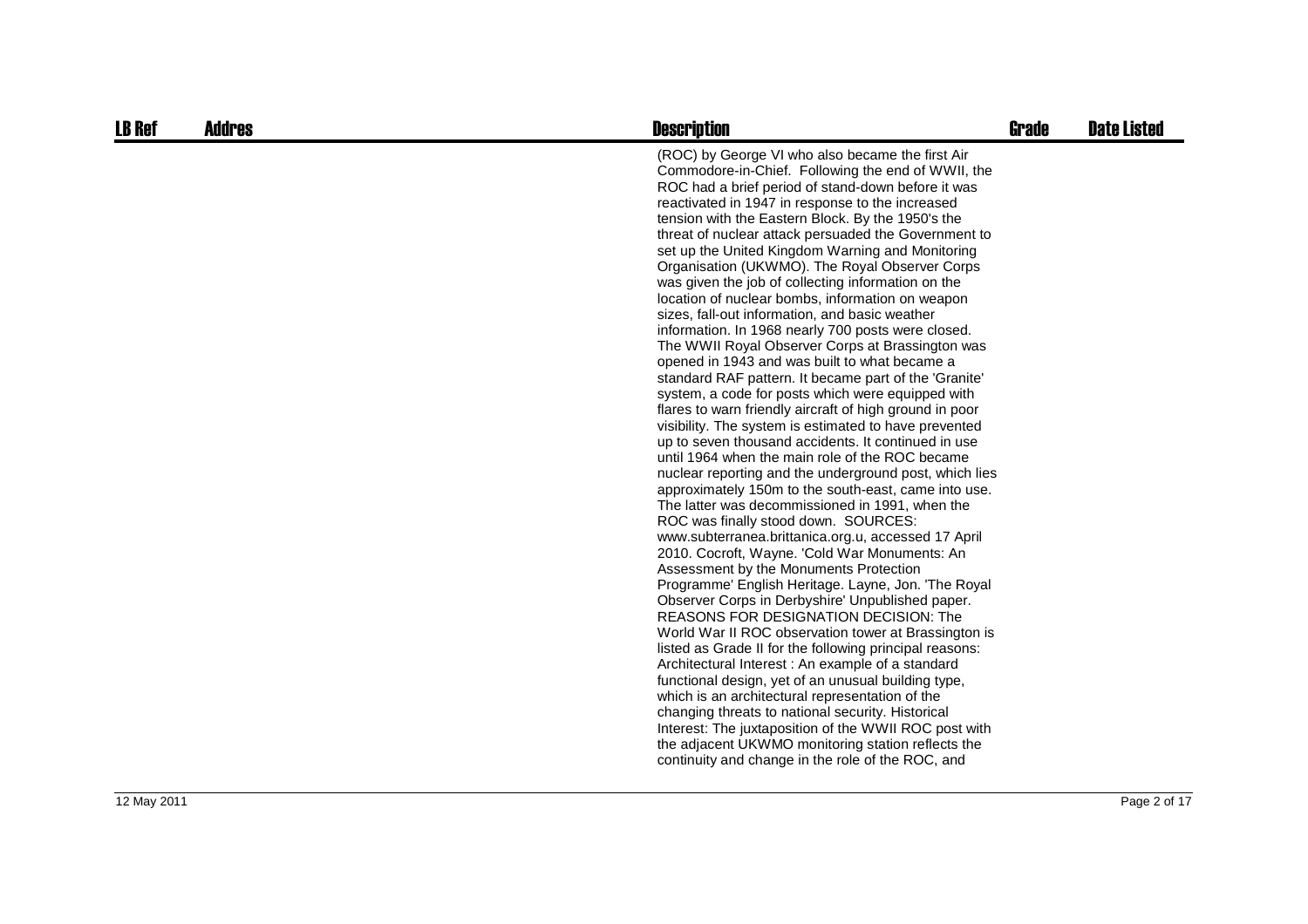| LB Ref | Addres | Description | Grade | Date Listed |
|---|---|---|---|---|
| | | (ROC) by George VI who also became the first Air Commodore-in-Chief. Following the end of WWII, the ROC had a brief period of stand-down before it was reactivated in 1947 in response to the increased tension with the Eastern Block. By the 1950's the threat of nuclear attack persuaded the Government to set up the United Kingdom Warning and Monitoring Organisation (UKWMO). The Royal Observer Corps was given the job of collecting information on the location of nuclear bombs, information on weapon sizes, fall-out information, and basic weather information. In 1968 nearly 700 posts were closed. The WWII Royal Observer Corps at Brassington was opened in 1943 and was built to what became a standard RAF pattern. It became part of the 'Granite' system, a code for posts which were equipped with flares to warn friendly aircraft of high ground in poor visibility. The system is estimated to have prevented up to seven thousand accidents. It continued in use until 1964 when the main role of the ROC became nuclear reporting and the underground post, which lies approximately 150m to the south-east, came into use. The latter was decommissioned in 1991, when the ROC was finally stood down. SOURCES: www.subterranea.brittanica.org.u, accessed 17 April 2010. Cocroft, Wayne. 'Cold War Monuments: An Assessment by the Monuments Protection Programme' English Heritage. Layne, Jon. 'The Royal Observer Corps in Derbyshire' Unpublished paper. REASONS FOR DESIGNATION DECISION: The World War II ROC observation tower at Brassington is listed as Grade II for the following principal reasons: Architectural Interest : An example of a standard functional design, yet of an unusual building type, which is an architectural representation of the changing threats to national security. Historical Interest: The juxtaposition of the WWII ROC post with the adjacent UKWMO monitoring station reflects the continuity and change in the role of the ROC, and | | |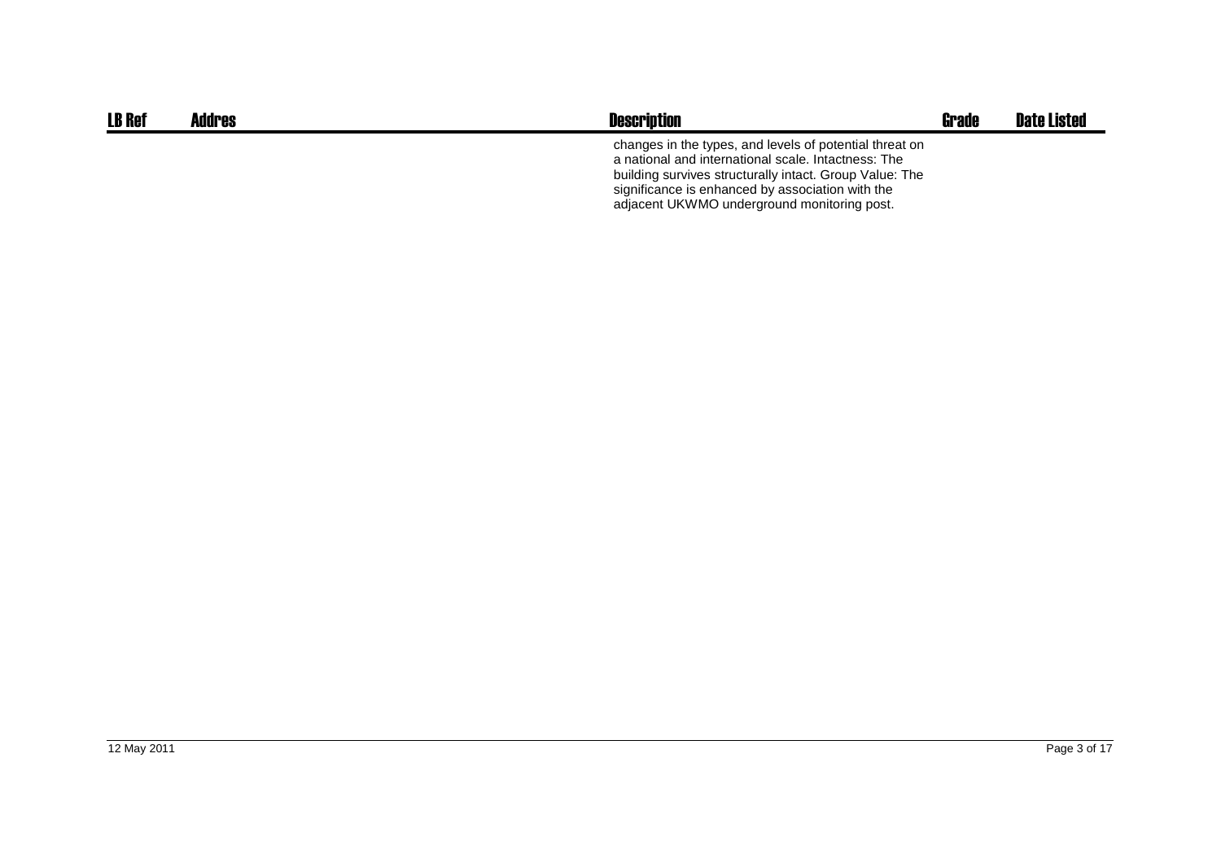| LB Ref | Addres | Description | Grade | Date Listed |
| --- | --- | --- | --- | --- |
| | | changes in the types, and levels of potential threat on a national and international scale. Intactness: The building survives structurally intact. Group Value: The significance is enhanced by association with the adjacent UKWMO underground monitoring post. | | |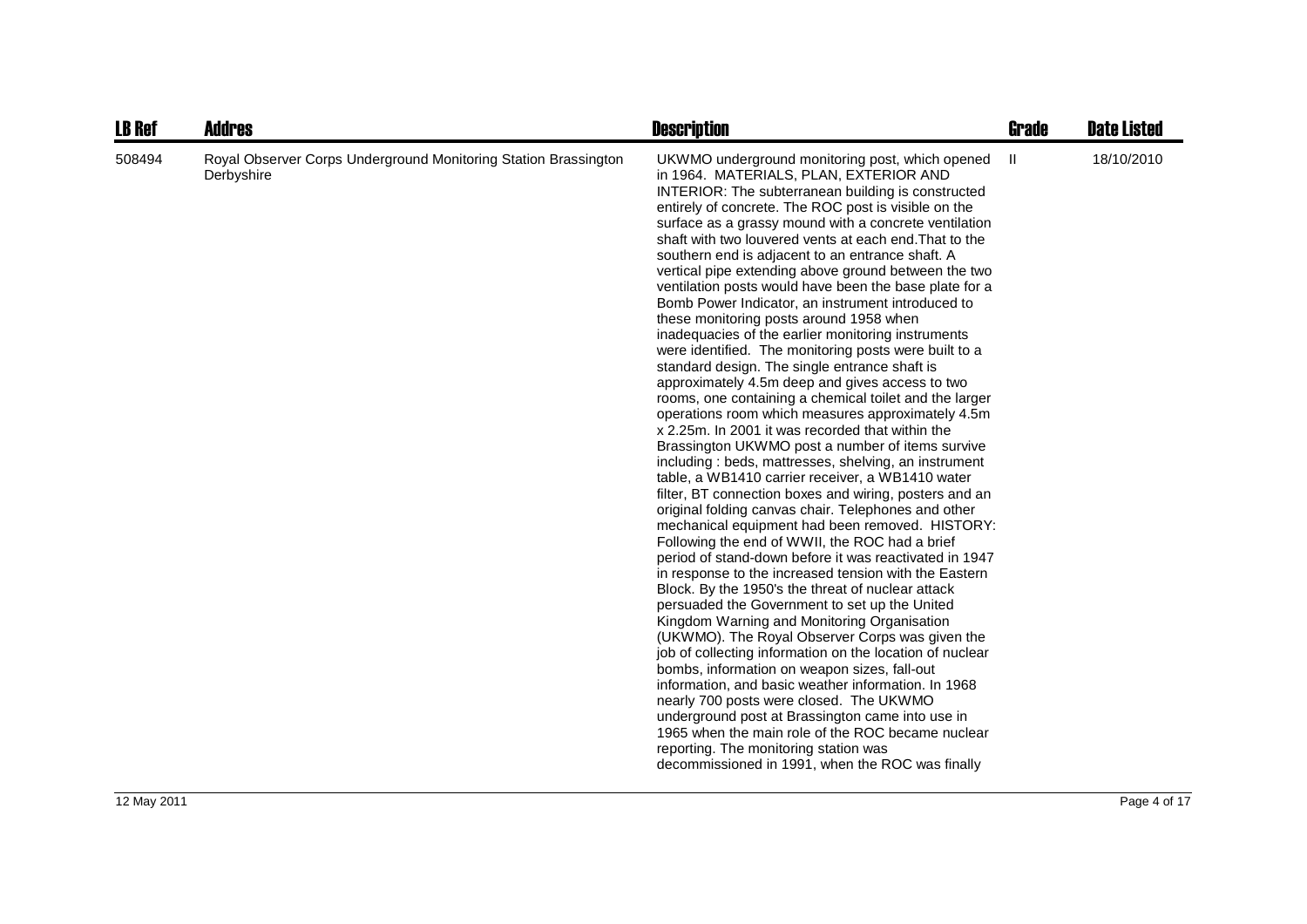| LB Ref | Addres | Description | Grade | Date Listed |
|---|---|---|---|---|
| 508494 | Royal Observer Corps Underground Monitoring Station Brassington Derbyshire | UKWMO underground monitoring post, which opened in 1964. MATERIALS, PLAN, EXTERIOR AND INTERIOR: The subterranean building is constructed entirely of concrete. The ROC post is visible on the surface as a grassy mound with a concrete ventilation shaft with two louvered vents at each end.That to the southern end is adjacent to an entrance shaft. A vertical pipe extending above ground between the two ventilation posts would have been the base plate for a Bomb Power Indicator, an instrument introduced to these monitoring posts around 1958 when inadequacies of the earlier monitoring instruments were identified. The monitoring posts were built to a standard design. The single entrance shaft is approximately 4.5m deep and gives access to two rooms, one containing a chemical toilet and the larger operations room which measures approximately 4.5m x 2.25m. In 2001 it was recorded that within the Brassington UKWMO post a number of items survive including : beds, mattresses, shelving, an instrument table, a WB1410 carrier receiver, a WB1410 water filter, BT connection boxes and wiring, posters and an original folding canvas chair. Telephones and other mechanical equipment had been removed. HISTORY: Following the end of WWII, the ROC had a brief period of stand-down before it was reactivated in 1947 in response to the increased tension with the Eastern Block. By the 1950's the threat of nuclear attack persuaded the Government to set up the United Kingdom Warning and Monitoring Organisation (UKWMO). The Royal Observer Corps was given the job of collecting information on the location of nuclear bombs, information on weapon sizes, fall-out information, and basic weather information. In 1968 nearly 700 posts were closed. The UKWMO underground post at Brassington came into use in 1965 when the main role of the ROC became nuclear reporting. The monitoring station was decommissioned in 1991, when the ROC was finally | II | 18/10/2010 |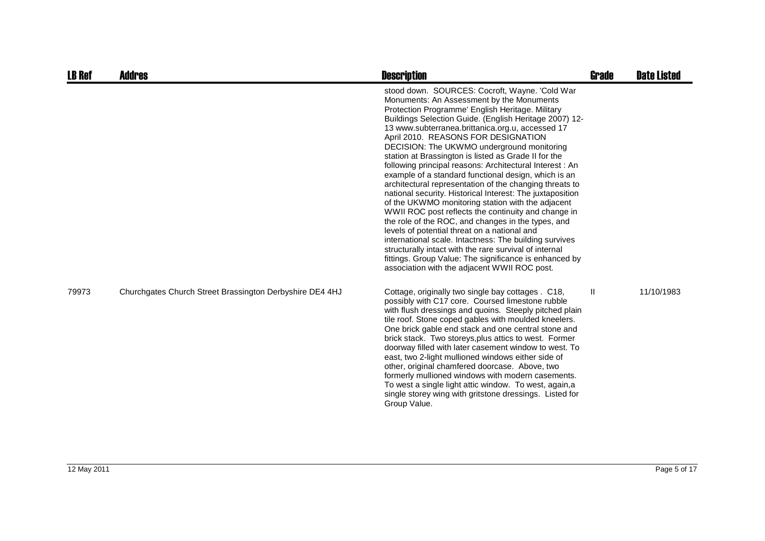| LB Ref | Addres | Description | Grade | Date Listed |
|---|---|---|---|---|
| | | stood down. SOURCES: Cocroft, Wayne. 'Cold War Monuments: An Assessment by the Monuments Protection Programme' English Heritage. Military Buildings Selection Guide. (English Heritage 2007) 12-13 www.subterranea.brittanica.org.u, accessed 17 April 2010. REASONS FOR DESIGNATION DECISION: The UKWMO underground monitoring station at Brassington is listed as Grade II for the following principal reasons: Architectural Interest : An example of a standard functional design, which is an architectural representation of the changing threats to national security. Historical Interest: The juxtaposition of the UKWMO monitoring station with the adjacent WWII ROC post reflects the continuity and change in the role of the ROC, and changes in the types, and levels of potential threat on a national and international scale. Intactness: The building survives structurally intact with the rare survival of internal fittings. Group Value: The significance is enhanced by association with the adjacent WWII ROC post. | | |
| 79973 | Churchgates Church Street Brassington Derbyshire DE4 4HJ | Cottage, originally two single bay cottages . C18, possibly with C17 core. Coursed limestone rubble with flush dressings and quoins. Steeply pitched plain tile roof. Stone coped gables with moulded kneelers. One brick gable end stack and one central stone and brick stack. Two storeys,plus attics to west. Former doorway filled with later casement window to west. To east, two 2-light mullioned windows either side of other, original chamfered doorcase. Above, two formerly mullioned windows with modern casements. To west a single light attic window. To west, again,a single storey wing with gritstone dressings. Listed for Group Value. | II | 11/10/1983 |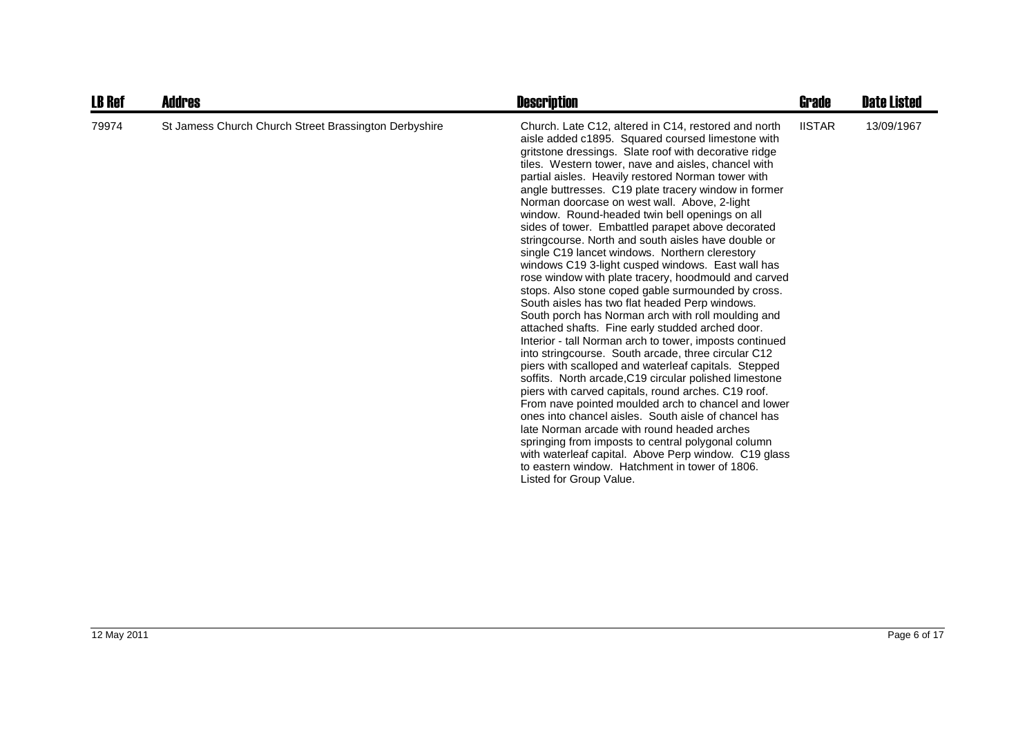| LB Ref | Addres | Description | Grade | Date Listed |
| --- | --- | --- | --- | --- |
| 79974 | St Jamess Church Church Street Brassington Derbyshire | Church. Late C12, altered in C14, restored and north aisle added c1895. Squared coursed limestone with gritstone dressings. Slate roof with decorative ridge tiles. Western tower, nave and aisles, chancel with partial aisles. Heavily restored Norman tower with angle buttresses. C19 plate tracery window in former Norman doorcase on west wall. Above, 2-light window. Round-headed twin bell openings on all sides of tower. Embattled parapet above decorated stringcourse. North and south aisles have double or single C19 lancet windows. Northern clerestory windows C19 3-light cusped windows. East wall has rose window with plate tracery, hoodmould and carved stops. Also stone coped gable surmounded by cross. South aisles has two flat headed Perp windows. South porch has Norman arch with roll moulding and attached shafts. Fine early studded arched door. Interior - tall Norman arch to tower, imposts continued into stringcourse. South arcade, three circular C12 piers with scalloped and waterleaf capitals. Stepped soffits. North arcade,C19 circular polished limestone piers with carved capitals, round arches. C19 roof. From nave pointed moulded arch to chancel and lower ones into chancel aisles. South aisle of chancel has late Norman arcade with round headed arches springing from imposts to central polygonal column with waterleaf capital. Above Perp window. C19 glass to eastern window. Hatchment in tower of 1806. Listed for Group Value. | IISTAR | 13/09/1967 |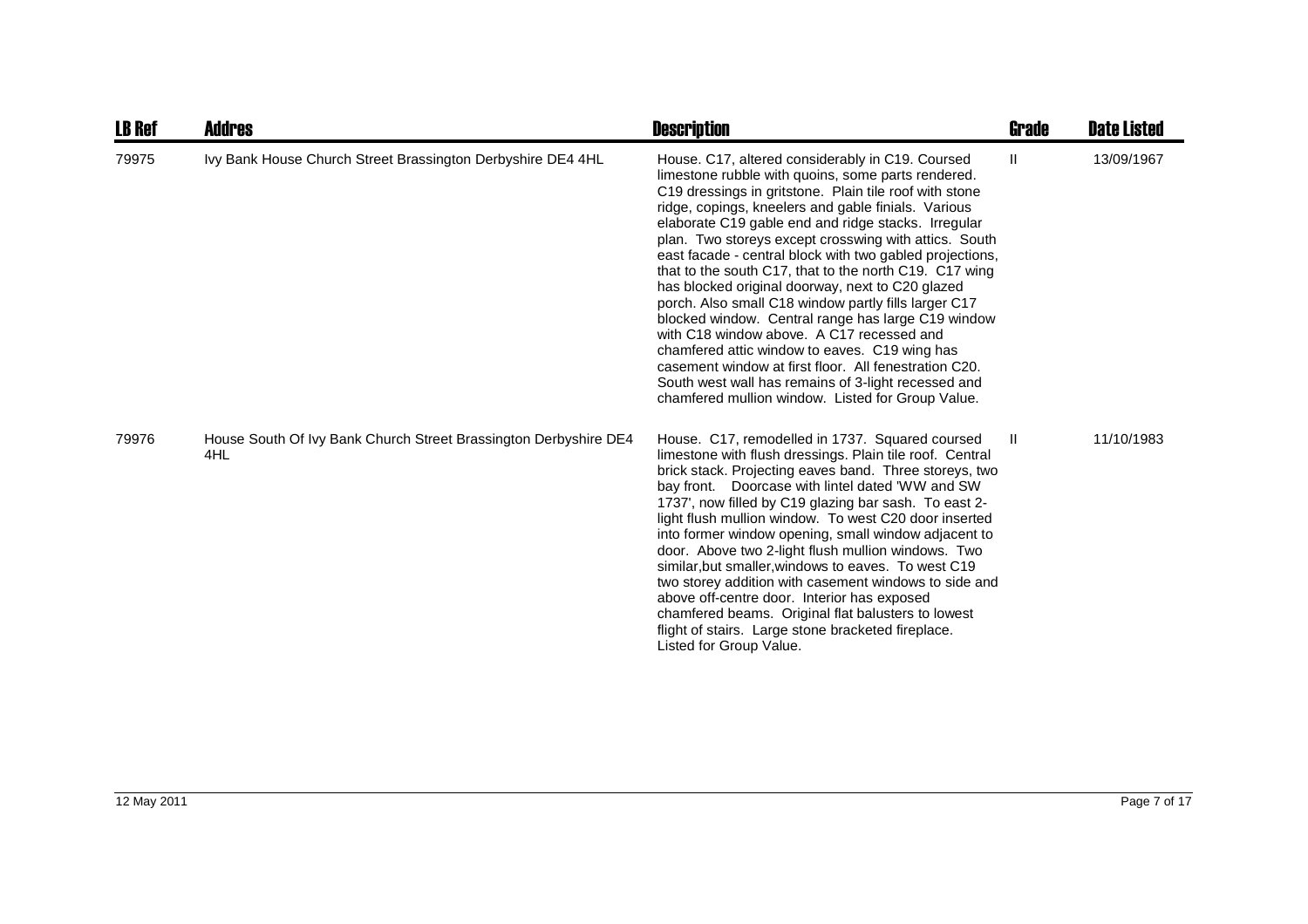| LB Ref | Addres | Description | Grade | Date Listed |
| --- | --- | --- | --- | --- |
| 79975 | Ivy Bank House Church Street Brassington Derbyshire DE4 4HL | House. C17, altered considerably in C19. Coursed limestone rubble with quoins, some parts rendered. C19 dressings in gritstone. Plain tile roof with stone ridge, copings, kneelers and gable finials. Various elaborate C19 gable end and ridge stacks. Irregular plan. Two storeys except crosswing with attics. South east facade - central block with two gabled projections, that to the south C17, that to the north C19. C17 wing has blocked original doorway, next to C20 glazed porch. Also small C18 window partly fills larger C17 blocked window. Central range has large C19 window with C18 window above. A C17 recessed and chamfered attic window to eaves. C19 wing has casement window at first floor. All fenestration C20. South west wall has remains of 3-light recessed and chamfered mullion window. Listed for Group Value. | II | 13/09/1967 |
| 79976 | House South Of Ivy Bank Church Street Brassington Derbyshire DE4 4HL | House. C17, remodelled in 1737. Squared coursed limestone with flush dressings. Plain tile roof. Central brick stack. Projecting eaves band. Three storeys, two bay front. Doorcase with lintel dated 'WW and SW 1737', now filled by C19 glazing bar sash. To east 2-light flush mullion window. To west C20 door inserted into former window opening, small window adjacent to door. Above two 2-light flush mullion windows. Two similar,but smaller,windows to eaves. To west C19 two storey addition with casement windows to side and above off-centre door. Interior has exposed chamfered beams. Original flat balusters to lowest flight of stairs. Large stone bracketed fireplace. Listed for Group Value. | II | 11/10/1983 |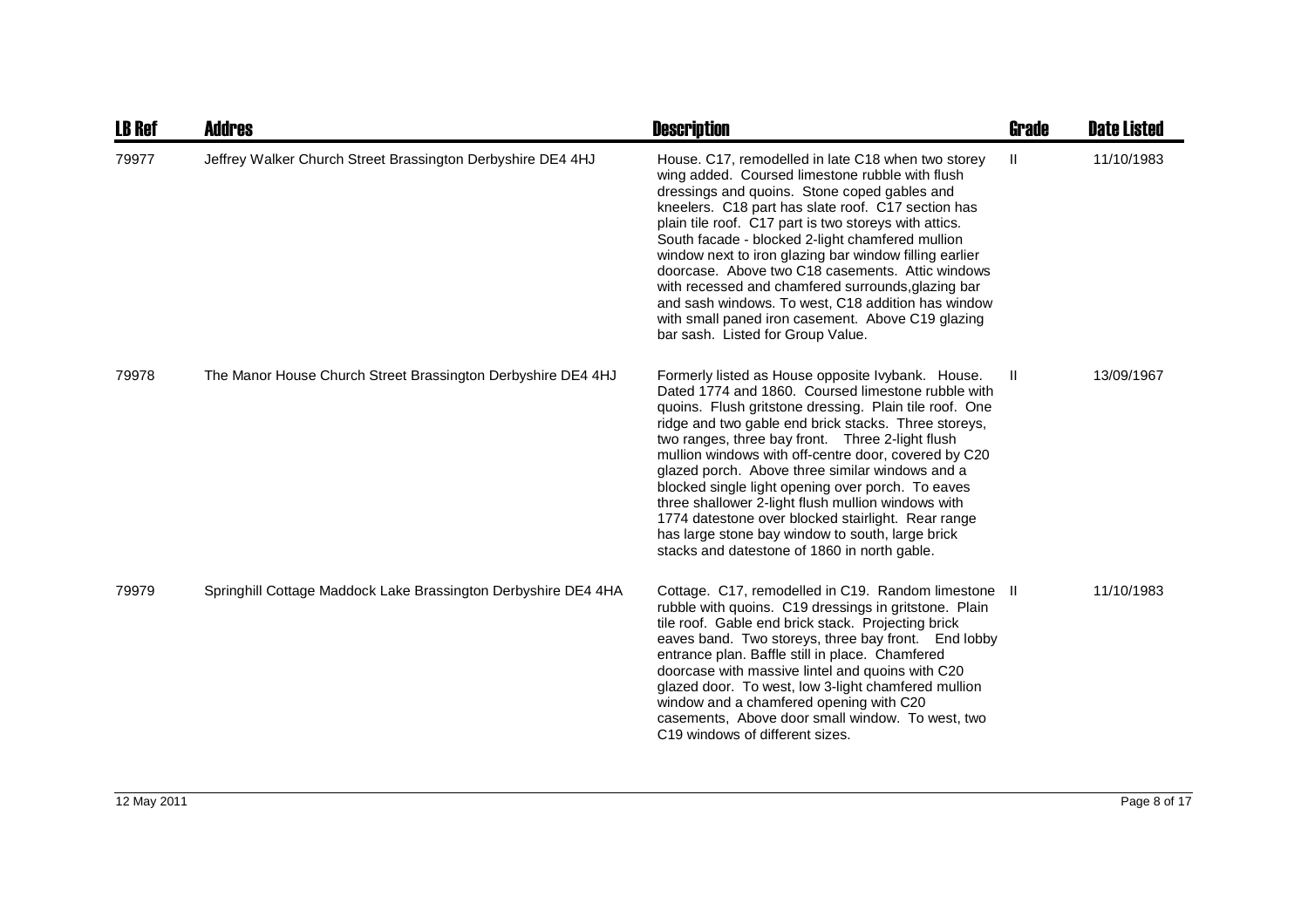| LB Ref | Addres | Description | Grade | Date Listed |
|---|---|---|---|---|
| 79977 | Jeffrey Walker Church Street Brassington Derbyshire DE4 4HJ | House. C17, remodelled in late C18 when two storey wing added. Coursed limestone rubble with flush dressings and quoins. Stone coped gables and kneelers. C18 part has slate roof. C17 section has plain tile roof. C17 part is two storeys with attics. South facade - blocked 2-light chamfered mullion window next to iron glazing bar window filling earlier doorcase. Above two C18 casements. Attic windows with recessed and chamfered surrounds,glazing bar and sash windows. To west, C18 addition has window with small paned iron casement. Above C19 glazing bar sash. Listed for Group Value. | II | 11/10/1983 |
| 79978 | The Manor House Church Street Brassington Derbyshire DE4 4HJ | Formerly listed as House opposite Ivybank. House. Dated 1774 and 1860. Coursed limestone rubble with quoins. Flush gritstone dressing. Plain tile roof. One ridge and two gable end brick stacks. Three storeys, two ranges, three bay front. Three 2-light flush mullion windows with off-centre door, covered by C20 glazed porch. Above three similar windows and a blocked single light opening over porch. To eaves three shallower 2-light flush mullion windows with 1774 datestone over blocked stairlight. Rear range has large stone bay window to south, large brick stacks and datestone of 1860 in north gable. | II | 13/09/1967 |
| 79979 | Springhill Cottage Maddock Lake Brassington Derbyshire DE4 4HA | Cottage. C17, remodelled in C19. Random limestone rubble with quoins. C19 dressings in gritstone. Plain tile roof. Gable end brick stack. Projecting brick eaves band. Two storeys, three bay front. End lobby entrance plan. Baffle still in place. Chamfered doorcase with massive lintel and quoins with C20 glazed door. To west, low 3-light chamfered mullion window and a chamfered opening with C20 casements, Above door small window. To west, two C19 windows of different sizes. | II | 11/10/1983 |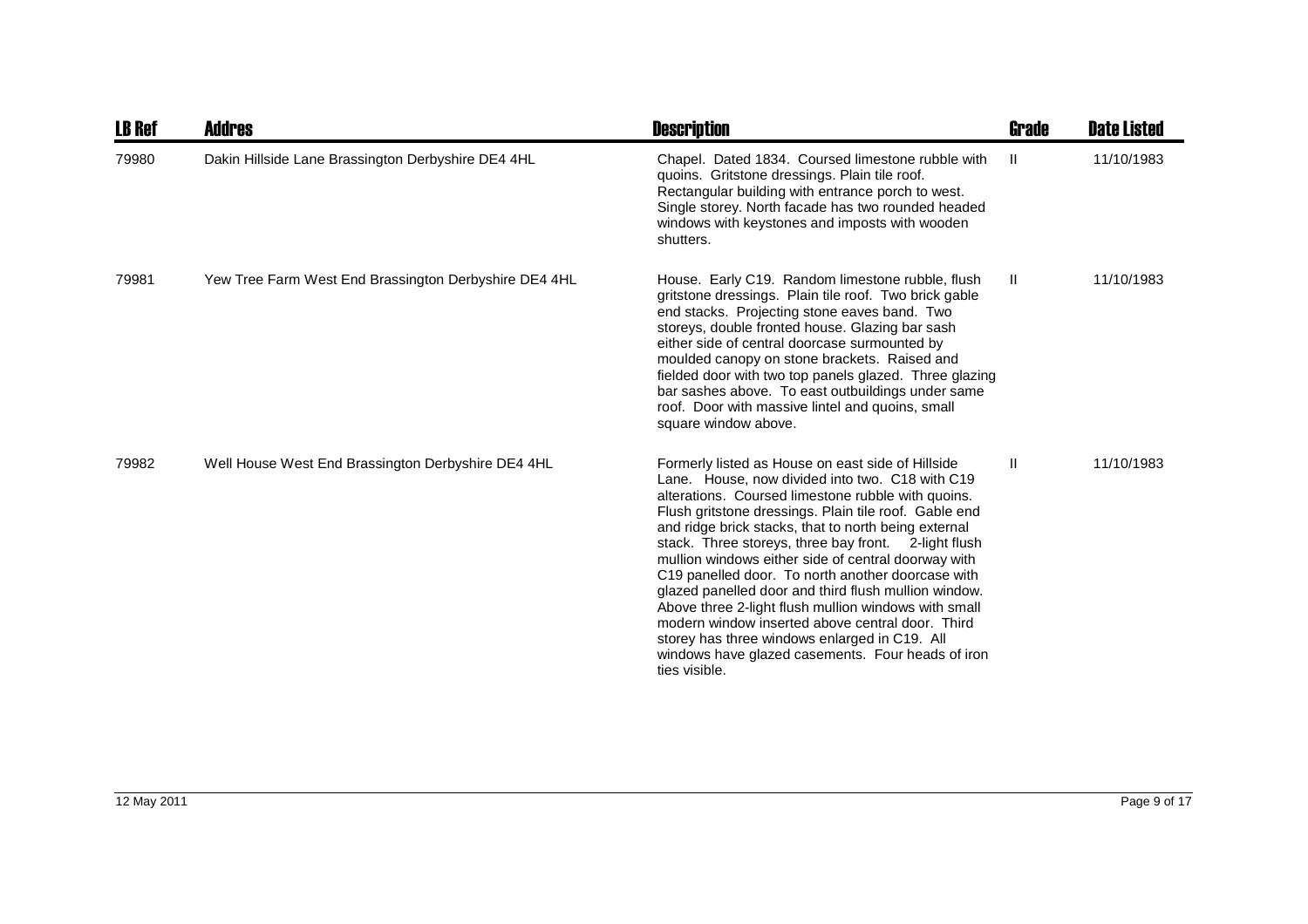| LB Ref | Addres | Description | Grade | Date Listed |
| --- | --- | --- | --- | --- |
| 79980 | Dakin Hillside Lane Brassington Derbyshire DE4 4HL | Chapel. Dated 1834. Coursed limestone rubble with quoins. Gritstone dressings. Plain tile roof. Rectangular building with entrance porch to west. Single storey. North facade has two rounded headed windows with keystones and imposts with wooden shutters. | II | 11/10/1983 |
| 79981 | Yew Tree Farm West End Brassington Derbyshire DE4 4HL | House. Early C19. Random limestone rubble, flush gritstone dressings. Plain tile roof. Two brick gable end stacks. Projecting stone eaves band. Two storeys, double fronted house. Glazing bar sash either side of central doorcase surmounted by moulded canopy on stone brackets. Raised and fielded door with two top panels glazed. Three glazing bar sashes above. To east outbuildings under same roof. Door with massive lintel and quoins, small square window above. | II | 11/10/1983 |
| 79982 | Well House West End Brassington Derbyshire DE4 4HL | Formerly listed as House on east side of Hillside Lane. House, now divided into two. C18 with C19 alterations. Coursed limestone rubble with quoins. Flush gritstone dressings. Plain tile roof. Gable end and ridge brick stacks, that to north being external stack. Three storeys, three bay front. 2-light flush mullion windows either side of central doorway with C19 panelled door. To north another doorcase with glazed panelled door and third flush mullion window. Above three 2-light flush mullion windows with small modern window inserted above central door. Third storey has three windows enlarged in C19. All windows have glazed casements. Four heads of iron ties visible. | II | 11/10/1983 |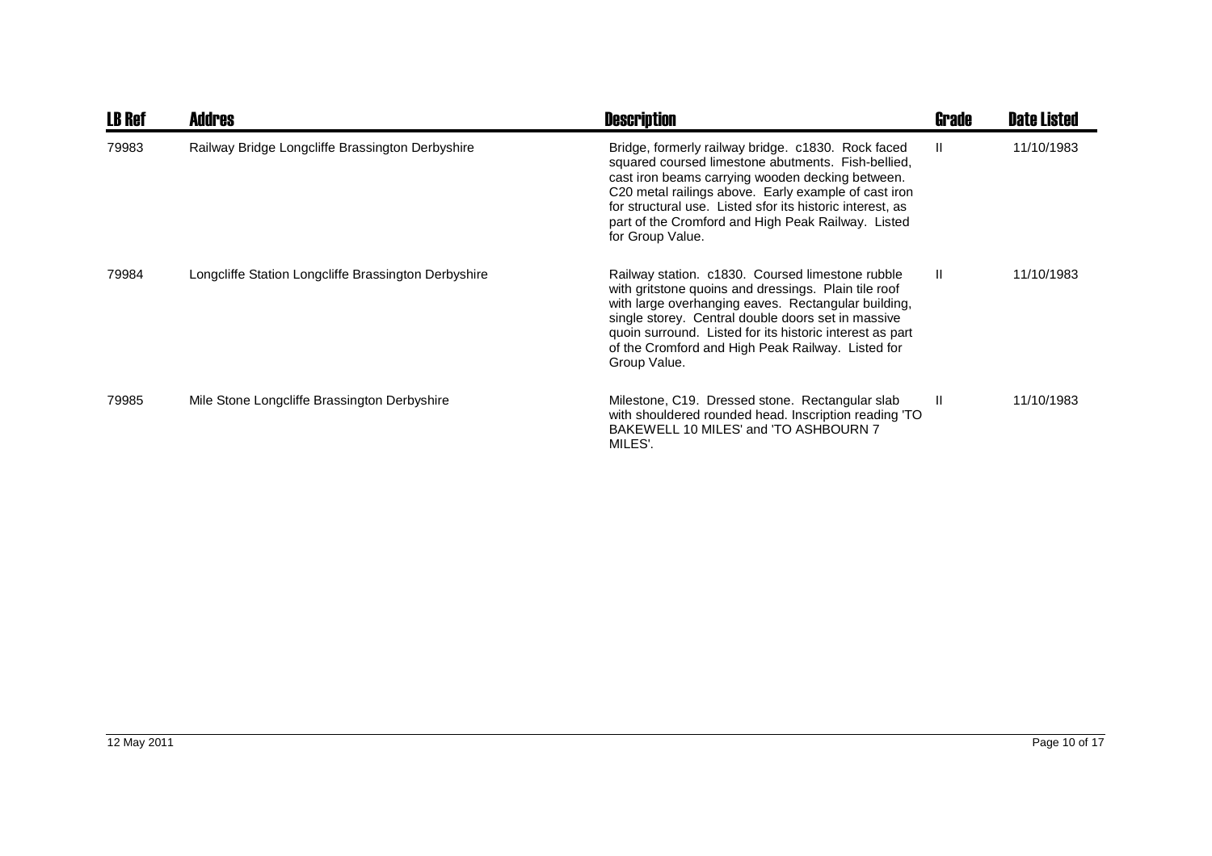| LB Ref | Addres | Description | Grade | Date Listed |
| --- | --- | --- | --- | --- |
| 79983 | Railway Bridge Longcliffe Brassington Derbyshire | Bridge, formerly railway bridge. c1830. Rock faced squared coursed limestone abutments. Fish-bellied, cast iron beams carrying wooden decking between. C20 metal railings above. Early example of cast iron for structural use. Listed sfor its historic interest, as part of the Cromford and High Peak Railway. Listed for Group Value. | II | 11/10/1983 |
| 79984 | Longcliffe Station Longcliffe Brassington Derbyshire | Railway station. c1830. Coursed limestone rubble with gritstone quoins and dressings. Plain tile roof with large overhanging eaves. Rectangular building, single storey. Central double doors set in massive quoin surround. Listed for its historic interest as part of the Cromford and High Peak Railway. Listed for Group Value. | II | 11/10/1983 |
| 79985 | Mile Stone Longcliffe Brassington Derbyshire | Milestone, C19. Dressed stone. Rectangular slab with shouldered rounded head. Inscription reading 'TO BAKEWELL 10 MILES' and 'TO ASHBOURN 7 MILES'. | II | 11/10/1983 |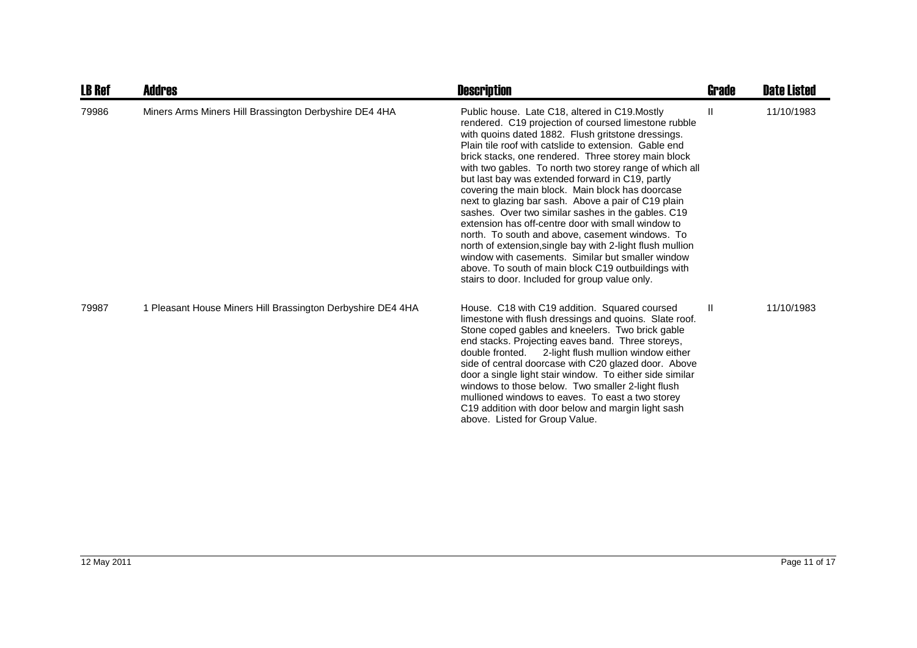| LB Ref | Addres | Description | Grade | Date Listed |
| --- | --- | --- | --- | --- |
| 79986 | Miners Arms Miners Hill Brassington Derbyshire DE4 4HA | Public house. Late C18, altered in C19.Mostly rendered. C19 projection of coursed limestone rubble with quoins dated 1882. Flush gritstone dressings. Plain tile roof with catslide to extension. Gable end brick stacks, one rendered. Three storey main block with two gables. To north two storey range of which all but last bay was extended forward in C19, partly covering the main block. Main block has doorcase next to glazing bar sash. Above a pair of C19 plain sashes. Over two similar sashes in the gables. C19 extension has off-centre door with small window to north. To south and above, casement windows. To north of extension,single bay with 2-light flush mullion window with casements. Similar but smaller window above. To south of main block C19 outbuildings with stairs to door. Included for group value only. | II | 11/10/1983 |
| 79987 | 1 Pleasant House Miners Hill Brassington Derbyshire DE4 4HA | House. C18 with C19 addition. Squared coursed limestone with flush dressings and quoins. Slate roof. Stone coped gables and kneelers. Two brick gable end stacks. Projecting eaves band. Three storeys, double fronted. 2-light flush mullion window either side of central doorcase with C20 glazed door. Above door a single light stair window. To either side similar windows to those below. Two smaller 2-light flush mullioned windows to eaves. To east a two storey C19 addition with door below and margin light sash above. Listed for Group Value. | II | 11/10/1983 |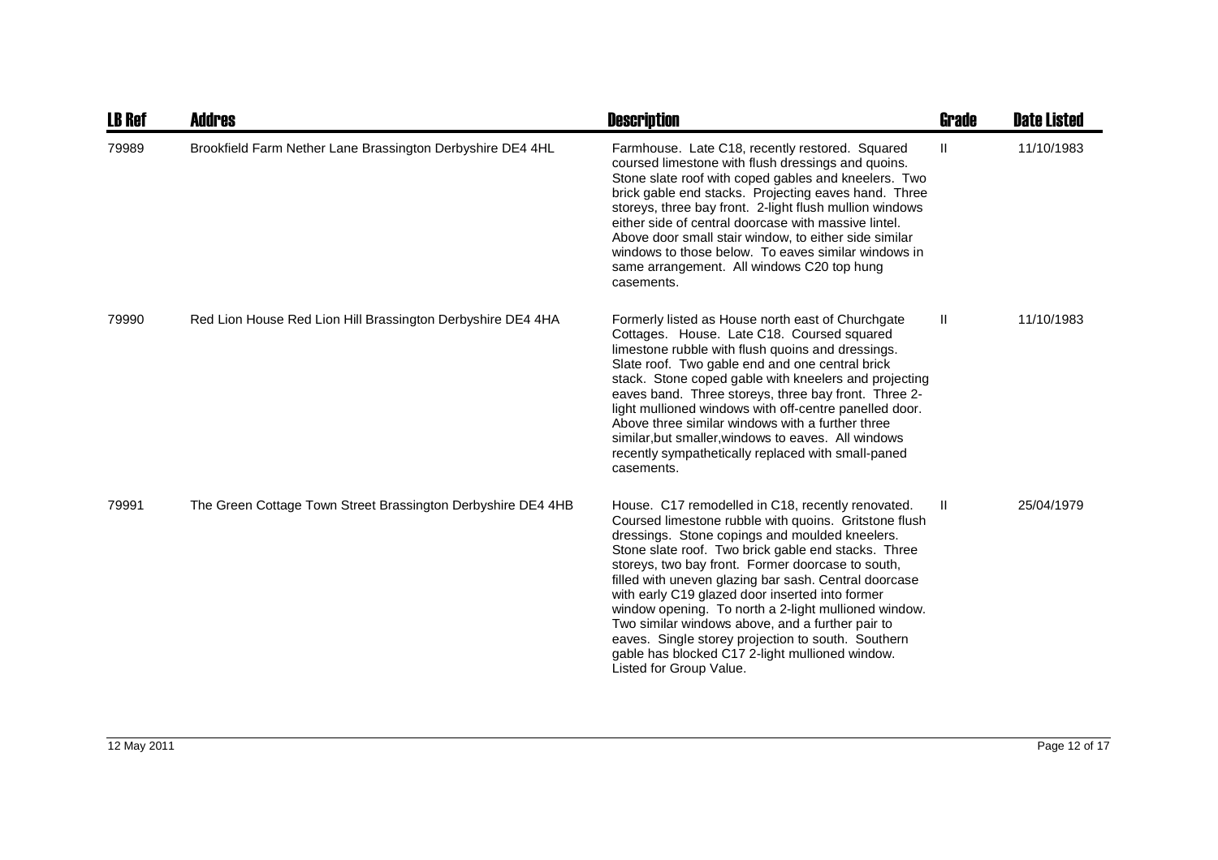| LB Ref | Addres | Description | Grade | Date Listed |
|---|---|---|---|---|
| 79989 | Brookfield Farm Nether Lane Brassington Derbyshire DE4 4HL | Farmhouse. Late C18, recently restored. Squared coursed limestone with flush dressings and quoins. Stone slate roof with coped gables and kneelers. Two brick gable end stacks. Projecting eaves hand. Three storeys, three bay front. 2-light flush mullion windows either side of central doorcase with massive lintel. Above door small stair window, to either side similar windows to those below. To eaves similar windows in same arrangement. All windows C20 top hung casements. | II | 11/10/1983 |
| 79990 | Red Lion House Red Lion Hill Brassington Derbyshire DE4 4HA | Formerly listed as House north east of Churchgate Cottages. House. Late C18. Coursed squared limestone rubble with flush quoins and dressings. Slate roof. Two gable end and one central brick stack. Stone coped gable with kneelers and projecting eaves band. Three storeys, three bay front. Three 2-light mullioned windows with off-centre panelled door. Above three similar windows with a further three similar,but smaller,windows to eaves. All windows recently sympathetically replaced with small-paned casements. | II | 11/10/1983 |
| 79991 | The Green Cottage Town Street Brassington Derbyshire DE4 4HB | House. C17 remodelled in C18, recently renovated. Coursed limestone rubble with quoins. Gritstone flush dressings. Stone copings and moulded kneelers. Stone slate roof. Two brick gable end stacks. Three storeys, two bay front. Former doorcase to south, filled with uneven glazing bar sash. Central doorcase with early C19 glazed door inserted into former window opening. To north a 2-light mullioned window. Two similar windows above, and a further pair to eaves. Single storey projection to south. Southern gable has blocked C17 2-light mullioned window. Listed for Group Value. | II | 25/04/1979 |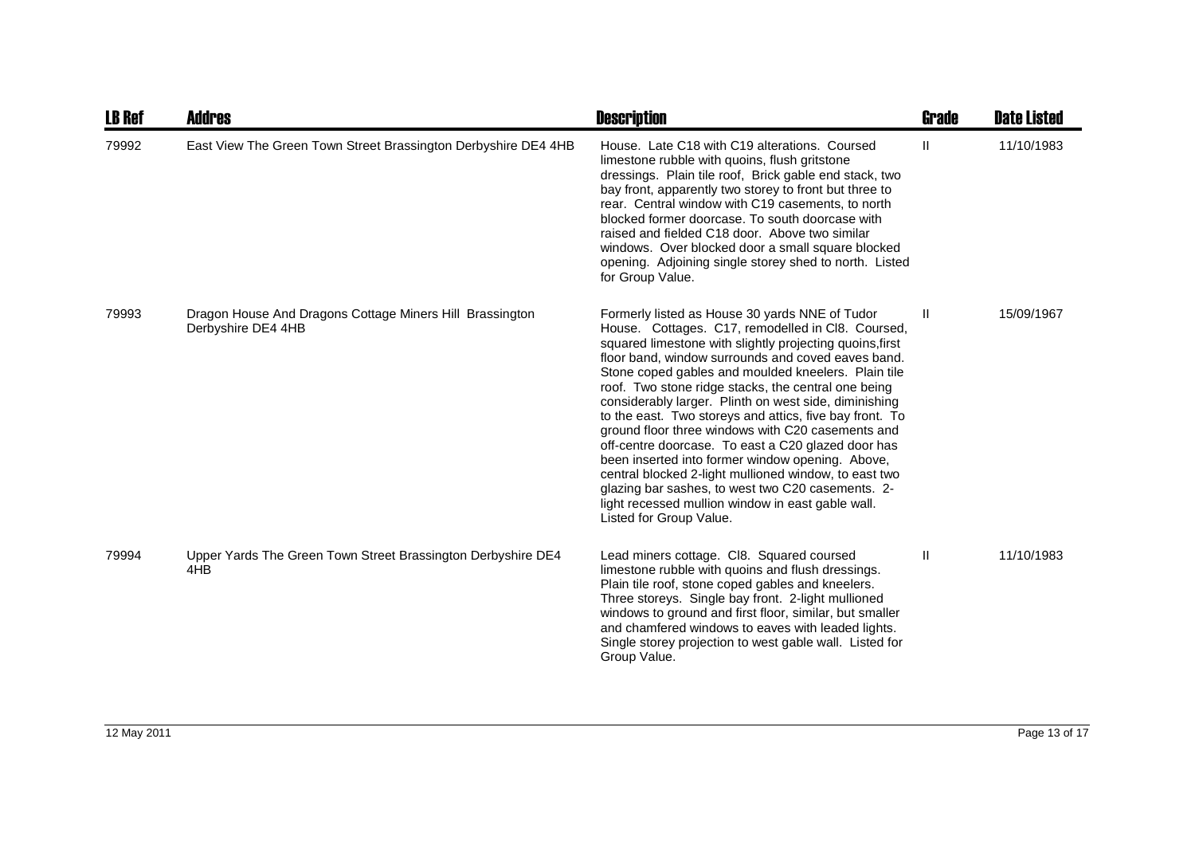| LB Ref | Addres | Description | Grade | Date Listed |
| --- | --- | --- | --- | --- |
| 79992 | East View The Green Town Street Brassington Derbyshire DE4 4HB | House. Late C18 with C19 alterations. Coursed limestone rubble with quoins, flush gritstone dressings. Plain tile roof, Brick gable end stack, two bay front, apparently two storey to front but three to rear. Central window with C19 casements, to north blocked former doorcase. To south doorcase with raised and fielded C18 door. Above two similar windows. Over blocked door a small square blocked opening. Adjoining single storey shed to north. Listed for Group Value. | II | 11/10/1983 |
| 79993 | Dragon House And Dragons Cottage Miners Hill Brassington Derbyshire DE4 4HB | Formerly listed as House 30 yards NNE of Tudor House. Cottages. C17, remodelled in Cl8. Coursed, squared limestone with slightly projecting quoins,first floor band, window surrounds and coved eaves band. Stone coped gables and moulded kneelers. Plain tile roof. Two stone ridge stacks, the central one being considerably larger. Plinth on west side, diminishing to the east. Two storeys and attics, five bay front. To ground floor three windows with C20 casements and off-centre doorcase. To east a C20 glazed door has been inserted into former window opening. Above, central blocked 2-light mullioned window, to east two glazing bar sashes, to west two C20 casements. 2-light recessed mullion window in east gable wall. Listed for Group Value. | II | 15/09/1967 |
| 79994 | Upper Yards The Green Town Street Brassington Derbyshire DE4 4HB | Lead miners cottage. Cl8. Squared coursed limestone rubble with quoins and flush dressings. Plain tile roof, stone coped gables and kneelers. Three storeys. Single bay front. 2-light mullioned windows to ground and first floor, similar, but smaller and chamfered windows to eaves with leaded lights. Single storey projection to west gable wall. Listed for Group Value. | II | 11/10/1983 |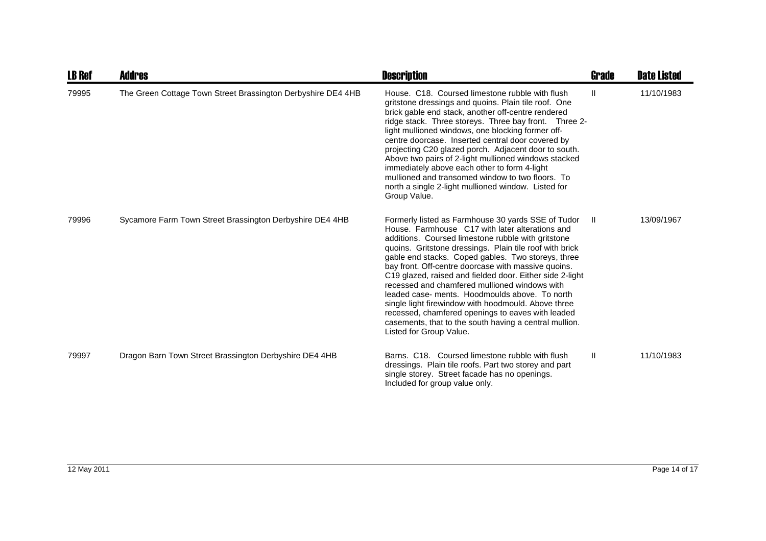| LB Ref | Addres | Description | Grade | Date Listed |
|---|---|---|---|---|
| 79995 | The Green Cottage Town Street Brassington Derbyshire DE4 4HB | House. C18. Coursed limestone rubble with flush gritstone dressings and quoins. Plain tile roof. One brick gable end stack, another off-centre rendered ridge stack. Three storeys. Three bay front. Three 2-light mullioned windows, one blocking former off-centre doorcase. Inserted central door covered by projecting C20 glazed porch. Adjacent door to south. Above two pairs of 2-light mullioned windows stacked immediately above each other to form 4-light mullioned and transomed window to two floors. To north a single 2-light mullioned window. Listed for Group Value. | II | 11/10/1983 |
| 79996 | Sycamore Farm Town Street Brassington Derbyshire DE4 4HB | Formerly listed as Farmhouse 30 yards SSE of Tudor House. Farmhouse C17 with later alterations and additions. Coursed limestone rubble with gritstone quoins. Gritstone dressings. Plain tile roof with brick gable end stacks. Coped gables. Two storeys, three bay front. Off-centre doorcase with massive quoins. C19 glazed, raised and fielded door. Either side 2-light recessed and chamfered mullioned windows with leaded case- ments. Hoodmoulds above. To north single light firewindow with hoodmould. Above three recessed, chamfered openings to eaves with leaded casements, that to the south having a central mullion. Listed for Group Value. | II | 13/09/1967 |
| 79997 | Dragon Barn Town Street Brassington Derbyshire DE4 4HB | Barns. C18. Coursed limestone rubble with flush dressings. Plain tile roofs. Part two storey and part single storey. Street facade has no openings. Included for group value only. | II | 11/10/1983 |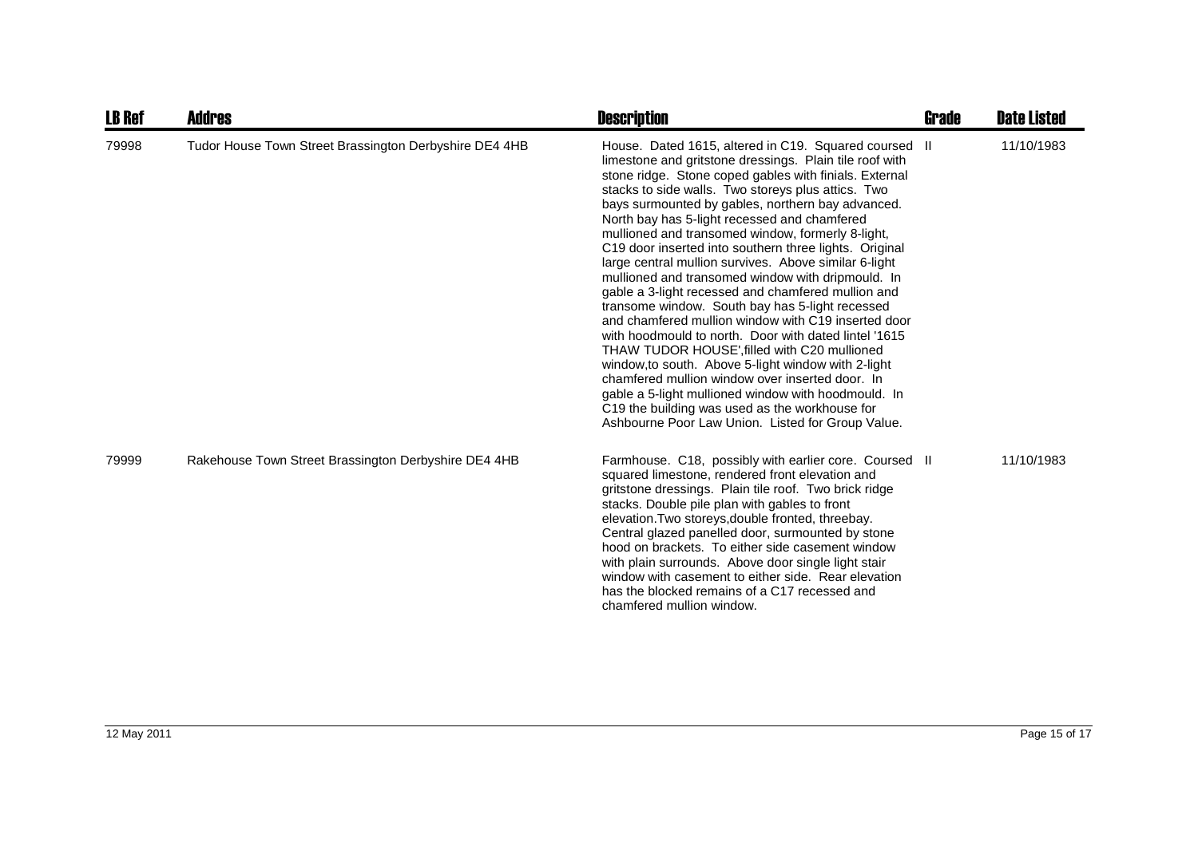| LB Ref | Addres | Description | Grade | Date Listed |
|---|---|---|---|---|
| 79998 | Tudor House Town Street Brassington Derbyshire DE4 4HB | House. Dated 1615, altered in C19. Squared coursed limestone and gritstone dressings. Plain tile roof with stone ridge. Stone coped gables with finials. External stacks to side walls. Two storeys plus attics. Two bays surmounted by gables, northern bay advanced. North bay has 5-light recessed and chamfered mullioned and transomed window, formerly 8-light, C19 door inserted into southern three lights. Original large central mullion survives. Above similar 6-light mullioned and transomed window with dripmould. In gable a 3-light recessed and chamfered mullion and transome window. South bay has 5-light recessed and chamfered mullion window with C19 inserted door with hoodmould to north. Door with dated lintel '1615 THAW TUDOR HOUSE',filled with C20 mullioned window,to south. Above 5-light window with 2-light chamfered mullion window over inserted door. In gable a 5-light mullioned window with hoodmould. In C19 the building was used as the workhouse for Ashbourne Poor Law Union. Listed for Group Value. | II | 11/10/1983 |
| 79999 | Rakehouse Town Street Brassington Derbyshire DE4 4HB | Farmhouse. C18, possibly with earlier core. Coursed squared limestone, rendered front elevation and gritstone dressings. Plain tile roof. Two brick ridge stacks. Double pile plan with gables to front elevation.Two storeys,double fronted, threebay. Central glazed panelled door, surmounted by stone hood on brackets. To either side casement window with plain surrounds. Above door single light stair window with casement to either side. Rear elevation has the blocked remains of a C17 recessed and chamfered mullion window. | II | 11/10/1983 |

12 May 2011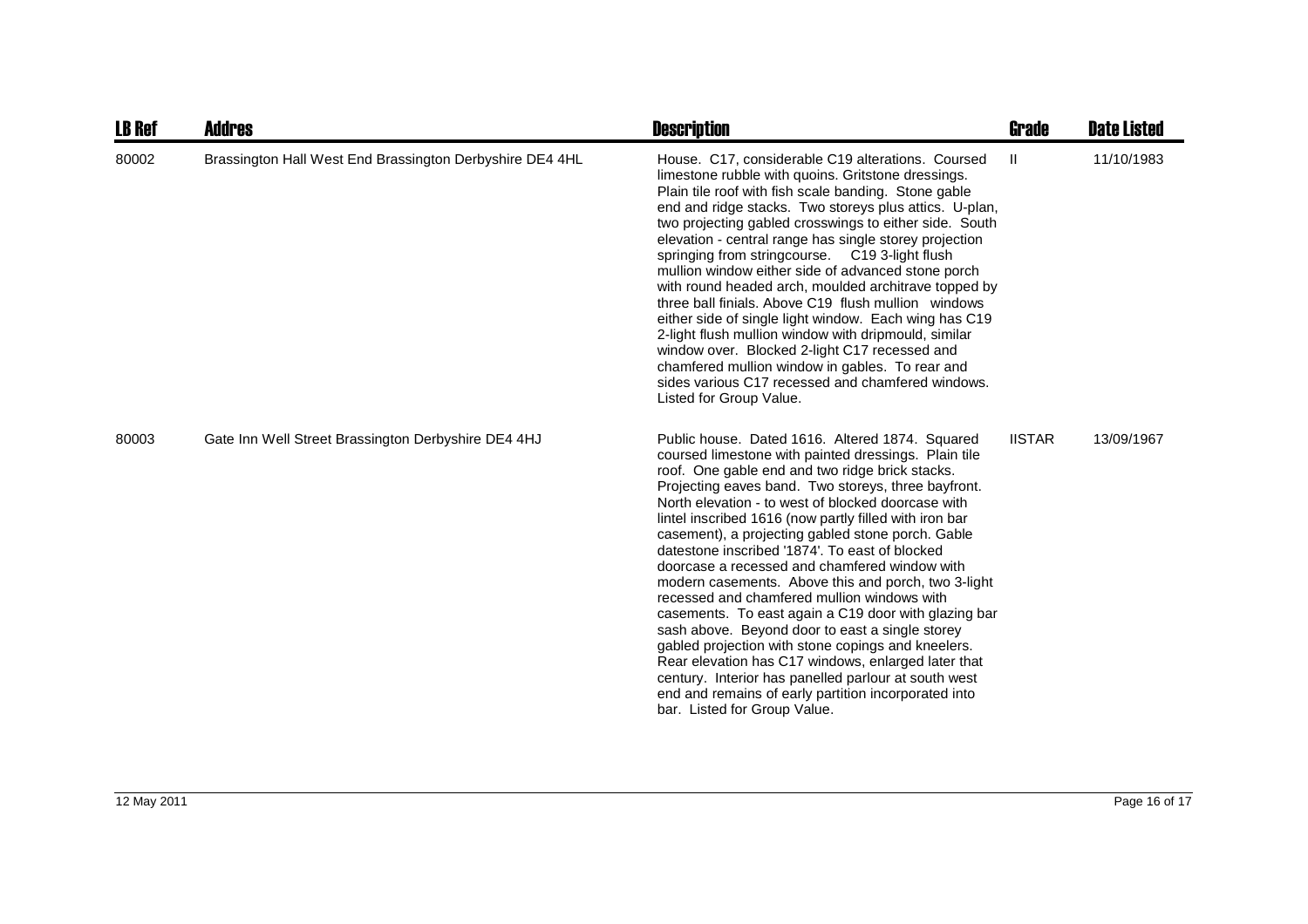| LB Ref | Addres | Description | Grade | Date Listed |
|---|---|---|---|---|
| 80002 | Brassington Hall West End Brassington Derbyshire DE4 4HL | House. C17, considerable C19 alterations. Coursed limestone rubble with quoins. Gritstone dressings. Plain tile roof with fish scale banding. Stone gable end and ridge stacks. Two storeys plus attics. U-plan, two projecting gabled crosswings to either side. South elevation - central range has single storey projection springing from stringcourse. C19 3-light flush mullion window either side of advanced stone porch with round headed arch, moulded architrave topped by three ball finials. Above C19 flush mullion windows either side of single light window. Each wing has C19 2-light flush mullion window with dripmould, similar window over. Blocked 2-light C17 recessed and chamfered mullion window in gables. To rear and sides various C17 recessed and chamfered windows. Listed for Group Value. | II | 11/10/1983 |
| 80003 | Gate Inn Well Street Brassington Derbyshire DE4 4HJ | Public house. Dated 1616. Altered 1874. Squared coursed limestone with painted dressings. Plain tile roof. One gable end and two ridge brick stacks. Projecting eaves band. Two storeys, three bayfront. North elevation - to west of blocked doorcase with lintel inscribed 1616 (now partly filled with iron bar casement), a projecting gabled stone porch. Gable datestone inscribed '1874'. To east of blocked doorcase a recessed and chamfered window with modern casements. Above this and porch, two 3-light recessed and chamfered mullion windows with casements. To east again a C19 door with glazing bar sash above. Beyond door to east a single storey gabled projection with stone copings and kneelers. Rear elevation has C17 windows, enlarged later that century. Interior has panelled parlour at south west end and remains of early partition incorporated into bar. Listed for Group Value. | IISTAR | 13/09/1967 |

12 May 2011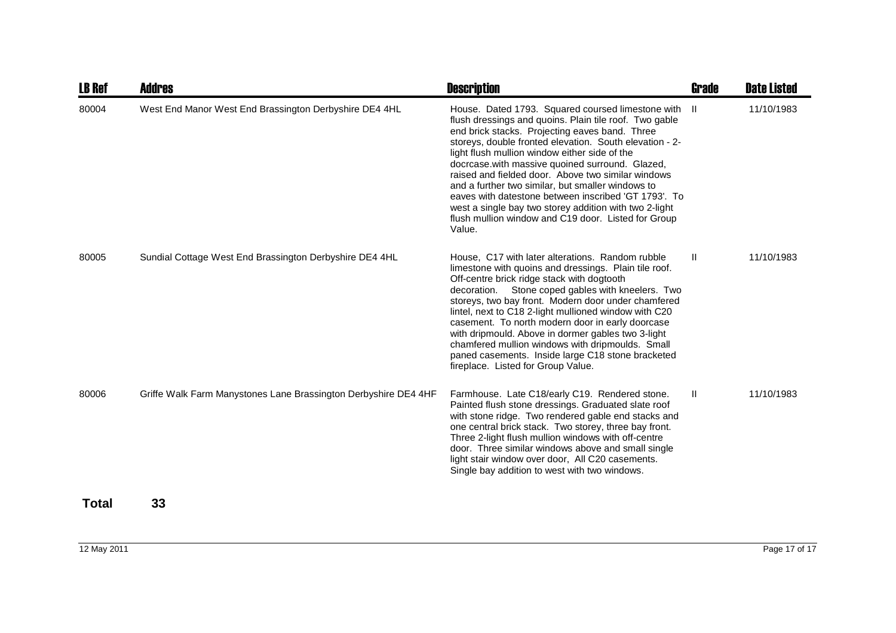| LB Ref | Addres | Description | Grade | Date Listed |
|---|---|---|---|---|
| 80004 | West End Manor West End Brassington Derbyshire DE4 4HL | House. Dated 1793. Squared coursed limestone with flush dressings and quoins. Plain tile roof. Two gable end brick stacks. Projecting eaves band. Three storeys, double fronted elevation. South elevation - 2-light flush mullion window either side of the docrcase.with massive quoined surround. Glazed, raised and fielded door. Above two similar windows and a further two similar, but smaller windows to eaves with datestone between inscribed 'GT 1793'. To west a single bay two storey addition with two 2-light flush mullion window and C19 door. Listed for Group Value. | II | 11/10/1983 |
| 80005 | Sundial Cottage West End Brassington Derbyshire DE4 4HL | House, C17 with later alterations. Random rubble limestone with quoins and dressings. Plain tile roof. Off-centre brick ridge stack with dogtooth decoration. Stone coped gables with kneelers. Two storeys, two bay front. Modern door under chamfered lintel, next to C18 2-light mullioned window with C20 casement. To north modern door in early doorcase with dripmould. Above in dormer gables two 3-light chamfered mullion windows with dripmoulds. Small paned casements. Inside large C18 stone bracketed fireplace. Listed for Group Value. | II | 11/10/1983 |
| 80006 | Griffe Walk Farm Manystones Lane Brassington Derbyshire DE4 4HF | Farmhouse. Late C18/early C19. Rendered stone. Painted flush stone dressings. Graduated slate roof with stone ridge. Two rendered gable end stacks and one central brick stack. Two storey, three bay front. Three 2-light flush mullion windows with off-centre door. Three similar windows above and small single light stair window over door, All C20 casements. Single bay addition to west with two windows. | II | 11/10/1983 |

**Total 33**

12 May 2011